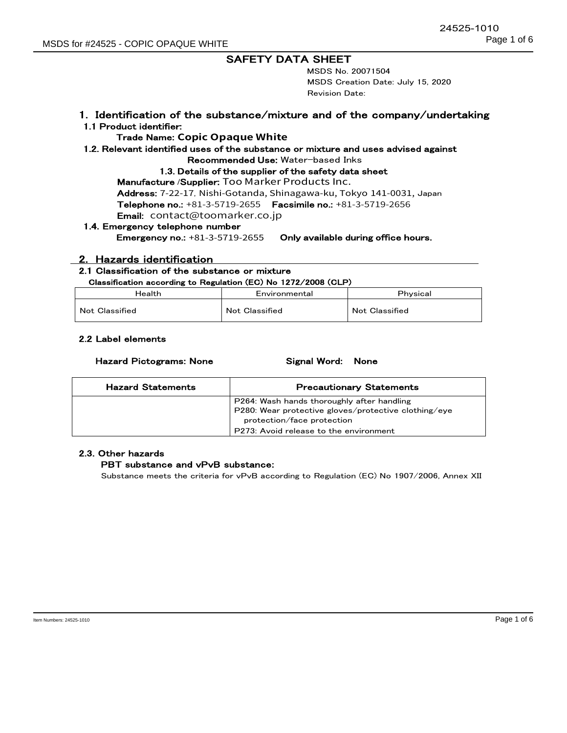# SAFETY DATA SHEET

MSDS No. 20071504
MSDS Creation Date: July 15, 2020
Revision Date:

## 1. Identification of the substance/mixture and of the company/undertaking

**1.1 Product identifier:**

**Trade Name: Copic Opaque White**

**1.2. Relevant identified uses of the substance or mixture and uses advised against**

**Recommended Use:** Water−based Inks

**1.3. Details of the supplier of the safety data sheet**

**Manufacture /Supplier:** Too Marker Products Inc.
**Address:** 7-22-17, Nishi-Gotanda, Shinagawa-ku, Tokyo 141-0031, Japan
**Telephone no.:** +81-3-5719-2655 **Facsimile no.:** +81-3-5719-2656
**Email:** contact@toomarker.co.jp

**1.4. Emergency telephone number**

**Emergency no.:** +81-3-5719-2655 **Only available during office hours.**

## 2. Hazards identification

**2.1 Classification of the substance or mixture**

**Classification according to Regulation (EC) No 1272/2008 (CLP)**

| Health | Environmental | Physical |
|---|---|---|
| Not Classified | Not Classified | Not Classified |

**2.2 Label elements**

**Hazard Pictograms: None** **Signal Word: None**

| Hazard Statements | Precautionary Statements |
|---|---|
| | P264: Wash hands thoroughly after handling<br>P280: Wear protective gloves/protective clothing/eye protection/face protection<br>P273: Avoid release to the environment |

**2.3. Other hazards**

**PBT substance and vPvB substance:**

Substance meets the criteria for vPvB according to Regulation (EC) No 1907/2006, Annex XII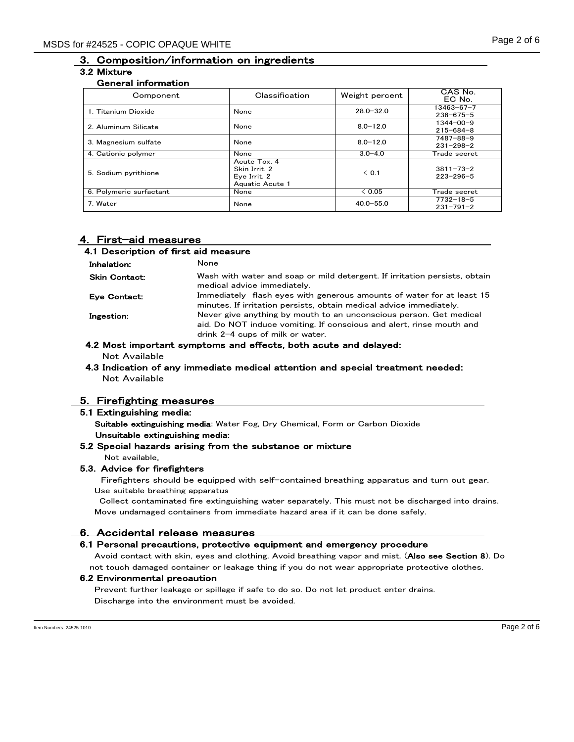## 3. Composition/information on ingredients

### 3.2 Mixture

**General information**

| Component | Classification | Weight percent | CAS No. EC No. |
|---|---|---|---|
| 1. Titanium Dioxide | None | 28.0−32.0 | 13463−67−7 236−675−5 |
| 2. Aluminum Silicate | None | 8.0−12.0 | 1344−00−9 215−684−8 |
| 3. Magnesium sulfate | None | 8.0−12.0 | 7487−88−9 231−298−2 |
| 4. Cationic polymer | None | 3.0−4.0 | Trade secret |
| 5. Sodium pyrithione | Acute Tox. 4 Skin Irrit. 2 Eye Irrit. 2 Aquatic Acute 1 | < 0.1 | 3811−73−2 223−296−5 |
| 6. Polymeric surfactant | None | < 0.05 | Trade secret |
| 7. Water | None | 40.0−55.0 | 7732−18−5 231−791−2 |

## 4. First−aid measures

### 4.1 Description of first aid measure

**Inhalation:** None

**Skin Contact:** Wash with water and soap or mild detergent. If irritation persists, obtain medical advice immediately.

**Eye Contact:** Immediately flash eyes with generous amounts of water for at least 15 minutes. If irritation persists, obtain medical advice immediately.

**Ingestion:** Never give anything by mouth to an unconscious person. Get medical aid. Do NOT induce vomiting. If conscious and alert, rinse mouth and drink 2−4 cups of milk or water.

### 4.2 Most important symptoms and effects, both acute and delayed:

Not Available

### 4.3 Indication of any immediate medical attention and special treatment needed:

Not Available

## 5. Firefighting measures

### 5.1 Extinguishing media:

**Suitable extinguishing media**: Water Fog, Dry Chemical, Form or Carbon Dioxide

**Unsuitable extinguishing media:**

### 5.2 Special hazards arising from the substance or mixture

Not available.

### 5.3. Advice for firefighters

Firefighters should be equipped with self−contained breathing apparatus and turn out gear.
Use suitable breathing apparatus
Collect contaminated fire extinguishing water separately. This must not be discharged into drains.
Move undamaged containers from immediate hazard area if it can be done safely.

## 6. Accidental release measures

### 6.1 Personal precautions, protective equipment and emergency procedure

Avoid contact with skin, eyes and clothing. Avoid breathing vapor and mist. (**Also see Section 8**). Do not touch damaged container or leakage thing if you do not wear appropriate protective clothes.

### 6.2 Environmental precaution

Prevent further leakage or spillage if safe to do so. Do not let product enter drains.
Discharge into the environment must be avoided.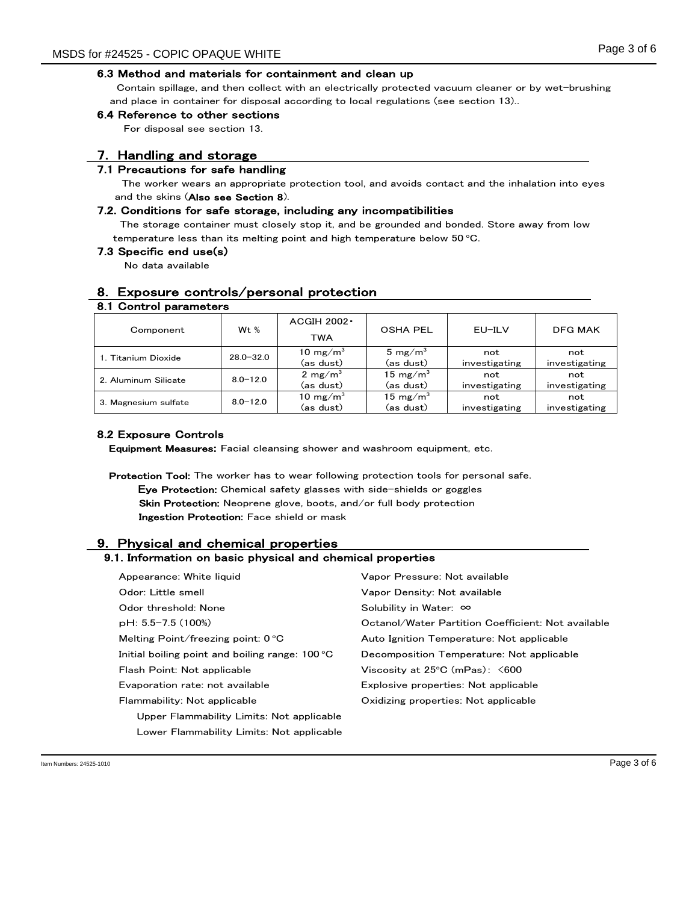### 6.3 Method and materials for containment and clean up

Contain spillage, and then collect with an electrically protected vacuum cleaner or by wet-brushing and place in container for disposal according to local regulations (see section 13)..

### 6.4 Reference to other sections

For disposal see section 13.

## 7. Handling and storage

### 7.1 Precautions for safe handling

The worker wears an appropriate protection tool, and avoids contact and the inhalation into eyes and the skins (**Also see Section 8**).

### 7.2. Conditions for safe storage, including any incompatibilities

The storage container must closely stop it, and be grounded and bonded. Store away from low temperature less than its melting point and high temperature below 50 °C.

### 7.3 Specific end use(s)

No data available

## 8. Exposure controls/personal protection

### 8.1 Control parameters

| Component | Wt % | ACGIH 2002・TWA | OSHA PEL | EU-ILV | DFG MAK |
|---|---|---|---|---|---|
| 1. Titanium Dioxide | 28.0−32.0 | 10 $mg/m^3$ (as dust) | 5 $mg/m^3$ (as dust) | not investigating | not investigating |
| 2. Aluminum Silicate | 8.0−12.0 | 2 $mg/m^3$ (as dust) | 15 $mg/m^3$ (as dust) | not investigating | not investigating |
| 3. Magnesium sulfate | 8.0−12.0 | 10 $mg/m^3$ (as dust) | 15 $mg/m^3$ (as dust) | not investigating | not investigating |

### 8.2 Exposure Controls

**Equipment Measures:** Facial cleansing shower and washroom equipment, etc.

**Protection Tool:** The worker has to wear following protection tools for personal safe.

- **Eye Protection:** Chemical safety glasses with side-shields or goggles
- **Skin Protection:** Neoprene glove, boots, and/or full body protection
- **Ingestion Protection:** Face shield or mask

## 9. Physical and chemical properties

### 9.1. Information on basic physical and chemical properties

Appearance: White liquid

Odor: Little smell

Odor threshold: None

pH: 5.5−7.5 (100%)

Melting Point/freezing point: 0 °C

Initial boiling point and boiling range: 100 °C

Flash Point: Not applicable

Evaporation rate: not available

Flammability: Not applicable

Upper Flammability Limits: Not applicable

Lower Flammability Limits: Not applicable

Vapor Pressure: Not available

Vapor Density: Not available

Solubility in Water: ∞

Octanol/Water Partition Coefficient: Not available

Auto Ignition Temperature: Not applicable

Decomposition Temperature: Not applicable

Viscosity at 25°C (mPas): <600

Explosive properties: Not applicable

Oxidizing properties: Not applicable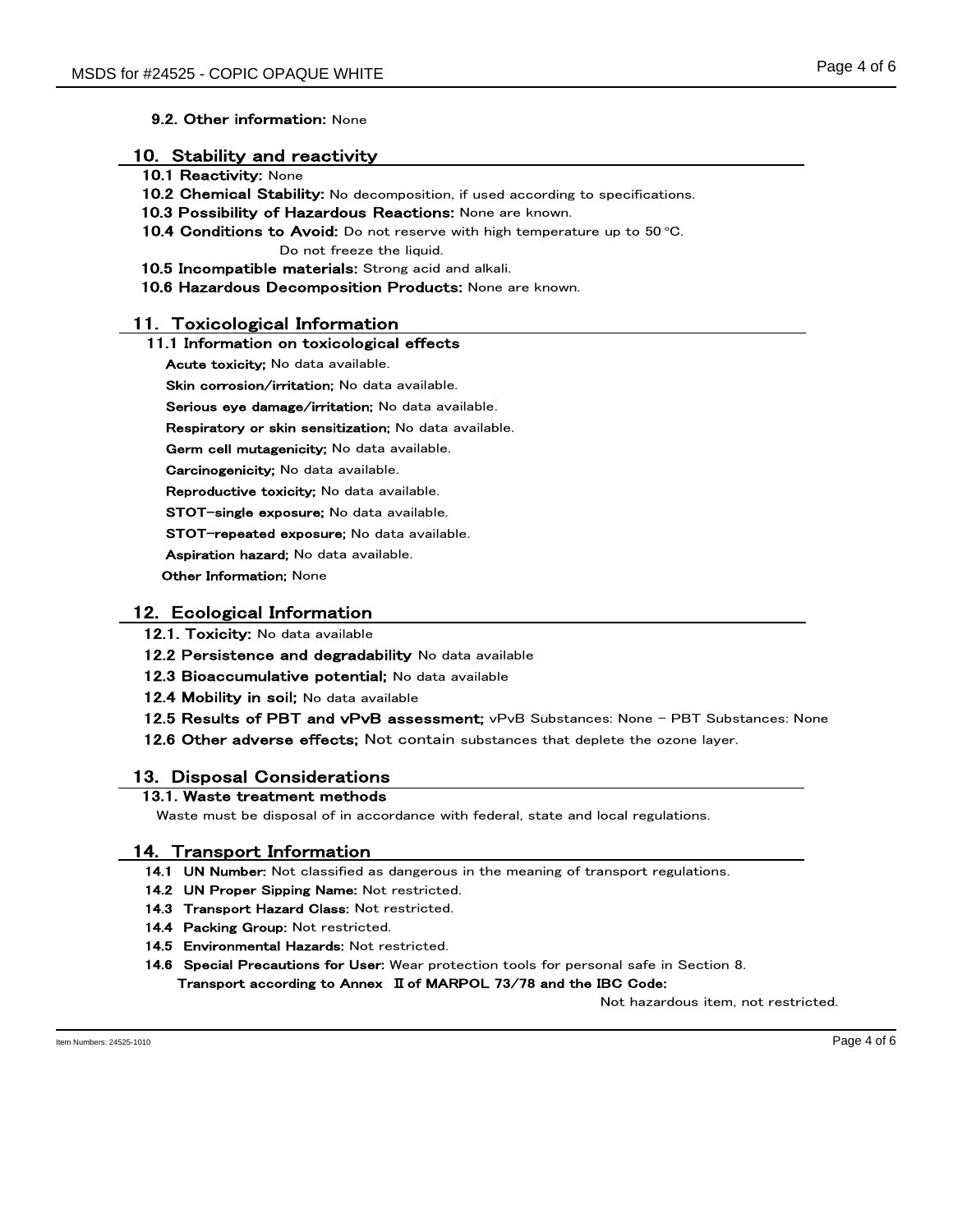**9.2. Other information:** None

## 10. Stability and reactivity

**10.1 Reactivity:** None

**10.2 Chemical Stability:** No decomposition, if used according to specifications.

**10.3 Possibility of Hazardous Reactions:** None are known.

**10.4 Conditions to Avoid:** Do not reserve with high temperature up to 50 °C.
Do not freeze the liquid.

**10.5 Incompatible materials:** Strong acid and alkali.

**10.6 Hazardous Decomposition Products:** None are known.

## 11. Toxicological Information

**11.1 Information on toxicological effects**

**Acute toxicity;** No data available.

**Skin corrosion/irritation;** No data available.

**Serious eye damage/irritation;** No data available.

**Respiratory or skin sensitization;** No data available.

**Germ cell mutagenicity;** No data available.

**Carcinogenicity;** No data available.

**Reproductive toxicity;** No data available.

**STOT-single exposure;** No data available.

**STOT-repeated exposure;** No data available.

**Aspiration hazard;** No data available.

**Other Information;** None

## 12. Ecological Information

**12.1. Toxicity:** No data available

**12.2 Persistence and degradability** No data available

**12.3 Bioaccumulative potential;** No data available

**12.4 Mobility in soil;** No data available

**12.5 Results of PBT and vPvB assessment;** vPvB Substances: None – PBT Substances: None

**12.6 Other adverse effects;** Not contain substances that deplete the ozone layer.

## 13. Disposal Considerations

**13.1. Waste treatment methods**

Waste must be disposal of in accordance with federal, state and local regulations.

## 14. Transport Information

**14.1 UN Number:** Not classified as dangerous in the meaning of transport regulations.

**14.2 UN Proper Sipping Name:** Not restricted.

**14.3 Transport Hazard Class:** Not restricted.

**14.4 Packing Group:** Not restricted.

**14.5 Environmental Hazards:** Not restricted.

**14.6 Special Precautions for User:** Wear protection tools for personal safe in Section 8.

**Transport according to Annex Ⅱ of MARPOL 73/78 and the IBC Code:**

Not hazardous item, not restricted.

Item Numbers: 24525-1010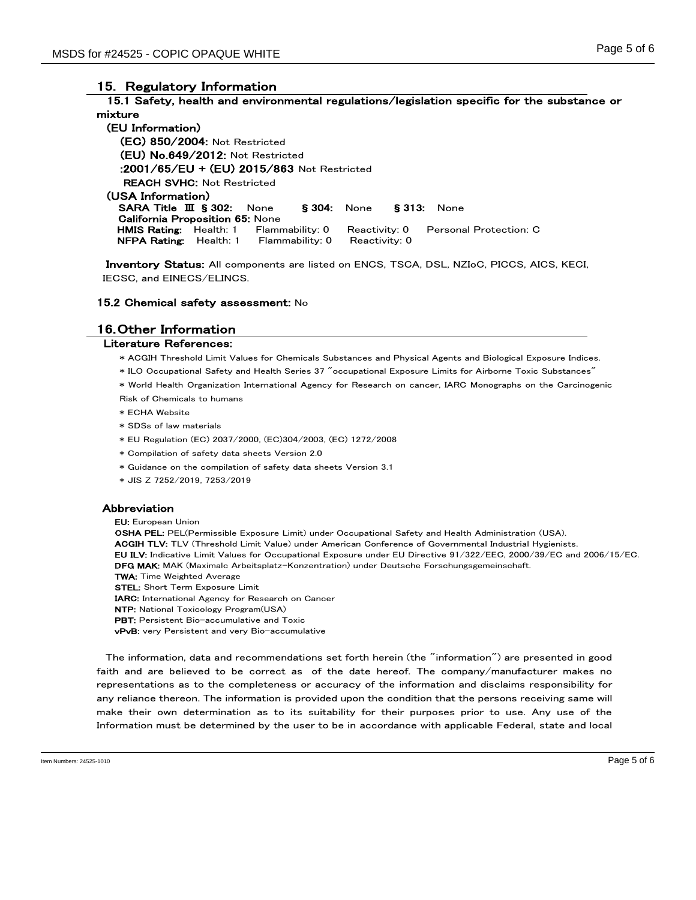## 15. Regulatory Information

### 15.1 Safety, health and environmental regulations/legislation specific for the substance or mixture

**(EU Information)**

**(EC) 850/2004:** Not Restricted

**(EU) No.649/2012:** Not Restricted

**:2001/65/EU + (EU) 2015/863** Not Restricted

**REACH SVHC:** Not Restricted

**(USA Information)**

**SARA Title Ⅲ § 302:** None  **§ 304:** None  **§ 313:** None

**California Proposition 65:** None

**HMIS Rating:** Health: 1  Flammability: 0  Reactivity: 0  Personal Protection: C

**NFPA Rating:** Health: 1  Flammability: 0  Reactivity: 0

**Inventory Status:** All components are listed on ENCS, TSCA, DSL, NZIoC, PICCS, AICS, KECI, IECSC, and EINECS/ELINCS.

### 15.2 Chemical safety assessment: No

## 16.Other Information

**Literature References:**

* ACGIH Threshold Limit Values for Chemicals Substances and Physical Agents and Biological Exposure Indices.
* ILO Occupational Safety and Health Series 37 "occupational Exposure Limits for Airborne Toxic Substances"
* World Health Organization International Agency for Research on cancer, IARC Monographs on the Carcinogenic Risk of Chemicals to humans
* ECHA Website
* SDSs of law materials
* EU Regulation (EC) 2037/2000, (EC)304/2003, (EC) 1272/2008
* Compilation of safety data sheets Version 2.0
* Guidance on the compilation of safety data sheets Version 3.1
* JIS Z 7252/2019, 7253/2019

**Abbreviation**

**EU:** European Union
**OSHA PEL:** PEL(Permissible Exposure Limit) under Occupational Safety and Health Administration (USA).
**ACGIH TLV:** TLV (Threshold Limit Value) under American Conference of Governmental Industrial Hygienists.
**EU ILV:** Indicative Limit Values for Occupational Exposure under EU Directive 91/322/EEC, 2000/39/EC and 2006/15/EC.
**DFG MAK:** MAK (Maximalc Arbeitsplatz-Konzentration) under Deutsche Forschungsgemeinschaft.
**TWA:** Time Weighted Average
**STEL:** Short Term Exposure Limit
**IARC:** International Agency for Research on Cancer
**NTP:** National Toxicology Program(USA)
**PBT:** Persistent Bio-accumulative and Toxic
**vPvB:** very Persistent and very Bio-accumulative

The information, data and recommendations set forth herein (the "information") are presented in good faith and are believed to be correct as of the date hereof. The company/manufacturer makes no representations as to the completeness or accuracy of the information and disclaims responsibility for any reliance thereon. The information is provided upon the condition that the persons receiving same will make their own determination as to its suitability for their purposes prior to use. Any use of the Information must be determined by the user to be in accordance with applicable Federal, state and local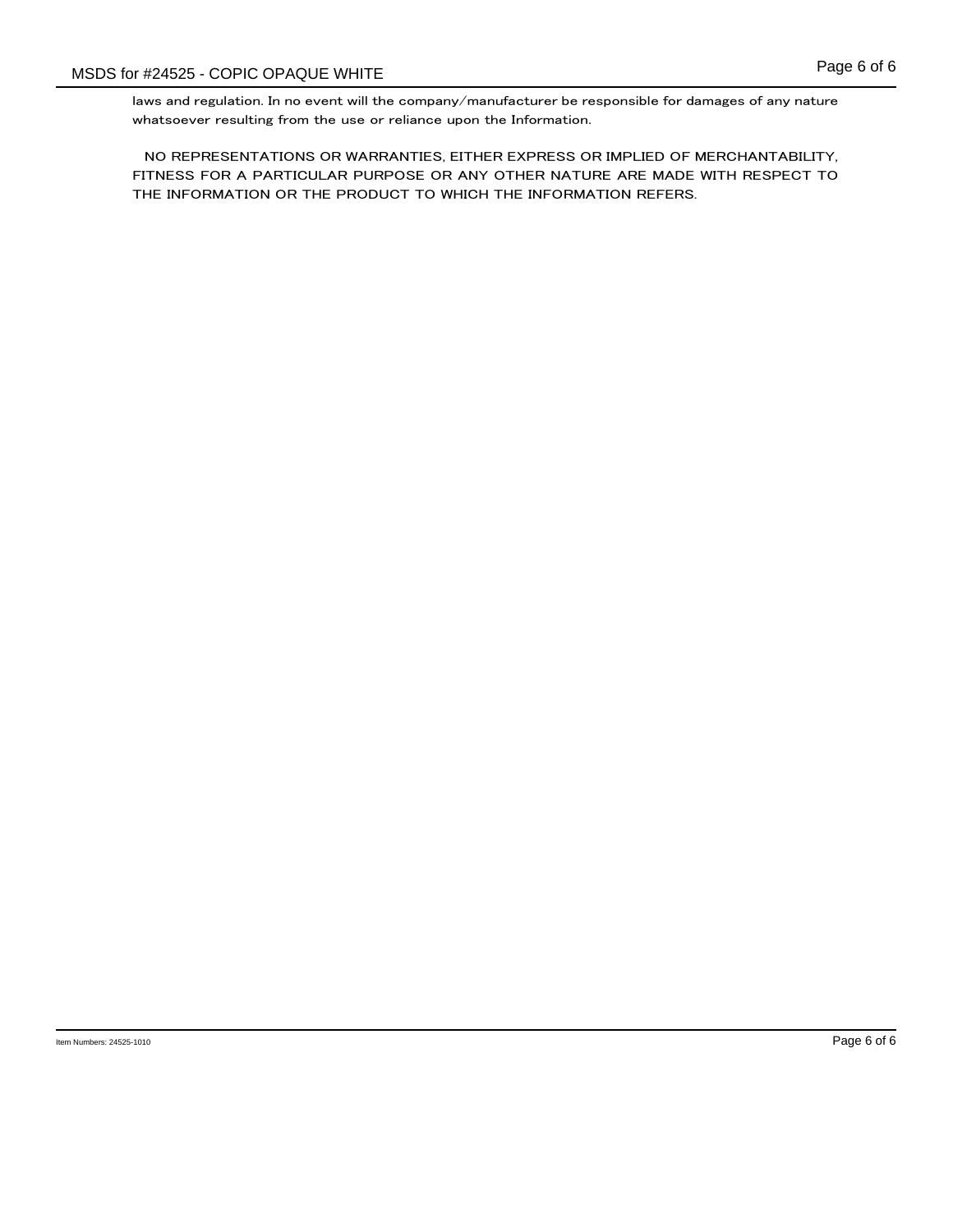laws and regulation. In no event will the company/manufacturer be responsible for damages of any nature whatsoever resulting from the use or reliance upon the Information.

NO REPRESENTATIONS OR WARRANTIES, EITHER EXPRESS OR IMPLIED OF MERCHANTABILITY, FITNESS FOR A PARTICULAR PURPOSE OR ANY OTHER NATURE ARE MADE WITH RESPECT TO THE INFORMATION OR THE PRODUCT TO WHICH THE INFORMATION REFERS.